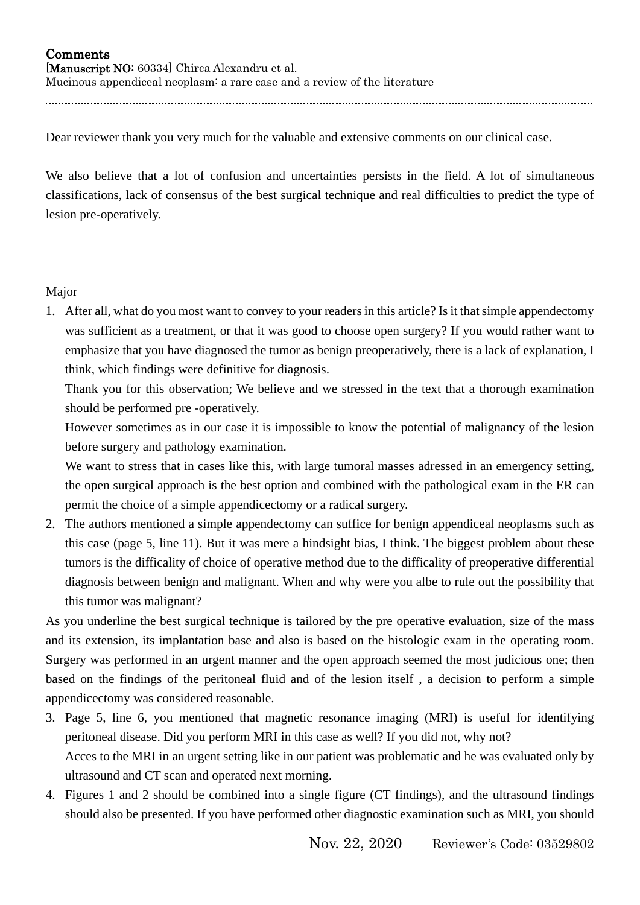**Comments**
[**Manuscript NO:** 60334] Chirca Alexandru et al.
Mucinous appendiceal neoplasm: a rare case and a review of the literature

---

Dear reviewer thank you very much for the valuable and extensive comments on our clinical case.

We also believe that a lot of confusion and uncertainties persists in the field. A lot of simultaneous classifications, lack of consensus of the best surgical technique and real difficulties to predict the type of lesion pre-operatively.

Major

1. After all, what do you most want to convey to your readers in this article? Is it that simple appendectomy was sufficient as a treatment, or that it was good to choose open surgery? If you would rather want to emphasize that you have diagnosed the tumor as benign preoperatively, there is a lack of explanation, I think, which findings were definitive for diagnosis.

   Thank you for this observation; We believe and we stressed in the text that a thorough examination should be performed pre -operatively.

   However sometimes as in our case it is impossible to know the potential of malignancy of the lesion before surgery and pathology examination.

   We want to stress that in cases like this, with large tumoral masses adressed in an emergency setting, the open surgical approach is the best option and combined with the pathological exam in the ER can permit the choice of a simple appendicectomy or a radical surgery.

2. The authors mentioned a simple appendectomy can suffice for benign appendiceal neoplasms such as this case (page 5, line 11). But it was mere a hindsight bias, I think. The biggest problem about these tumors is the difficality of choice of operative method due to the difficality of preoperative differential diagnosis between benign and malignant. When and why were you albe to rule out the possibility that this tumor was malignant?

As you underline the best surgical technique is tailored by the pre operative evaluation, size of the mass and its extension, its implantation base and also is based on the histologic exam in the operating room. Surgery was performed in an urgent manner and the open approach seemed the most judicious one; then based on the findings of the peritoneal fluid and of the lesion itself , a decision to perform a simple appendicectomy was considered reasonable.

3. Page 5, line 6, you mentioned that magnetic resonance imaging (MRI) is useful for identifying peritoneal disease. Did you perform MRI in this case as well? If you did not, why not?

   Acces to the MRI in an urgent setting like in our patient was problematic and he was evaluated only by ultrasound and CT scan and operated next morning.

4. Figures 1 and 2 should be combined into a single figure (CT findings), and the ultrasound findings should also be presented. If you have performed other diagnostic examination such as MRI, you should

Nov. 22, 2020 Reviewer's Code: 03529802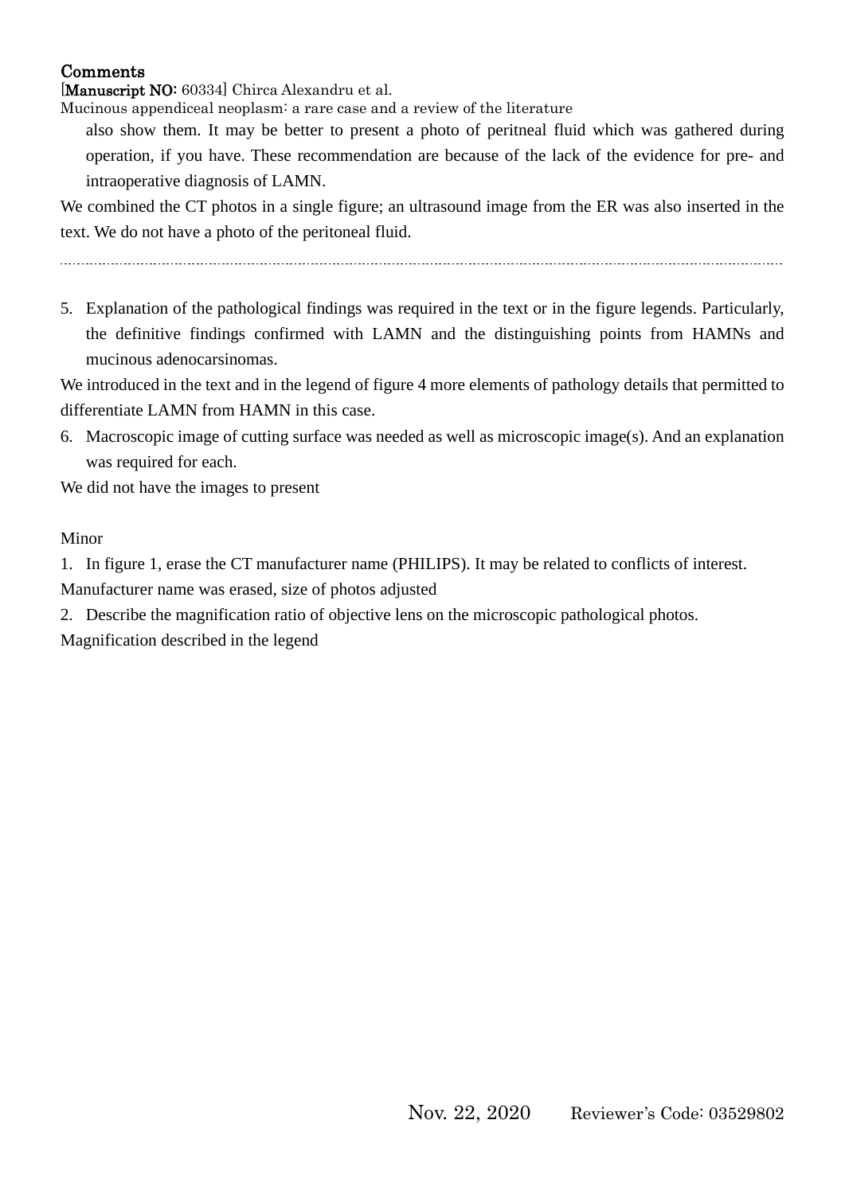also show them. It may be better to present a photo of peritneal fluid which was gathered during operation, if you have. These recommendation are because of the lack of the evidence for pre- and intraoperative diagnosis of LAMN.

We combined the CT photos in a single figure; an ultrasound image from the ER was also inserted in the text. We do not have a photo of the peritoneal fluid.

---

5. Explanation of the pathological findings was required in the text or in the figure legends. Particularly, the definitive findings confirmed with LAMN and the distinguishing points from HAMNs and mucinous adenocarsinomas.

We introduced in the text and in the legend of figure 4 more elements of pathology details that permitted to differentiate LAMN from HAMN in this case.

6. Macroscopic image of cutting surface was needed as well as microscopic image(s). And an explanation was required for each.

We did not have the images to present

Minor

1. In figure 1, erase the CT manufacturer name (PHILIPS). It may be related to conflicts of interest.

Manufacturer name was erased, size of photos adjusted

2. Describe the magnification ratio of objective lens on the microscopic pathological photos.

Magnification described in the legend

Nov. 22, 2020 Reviewer's Code: 03529802